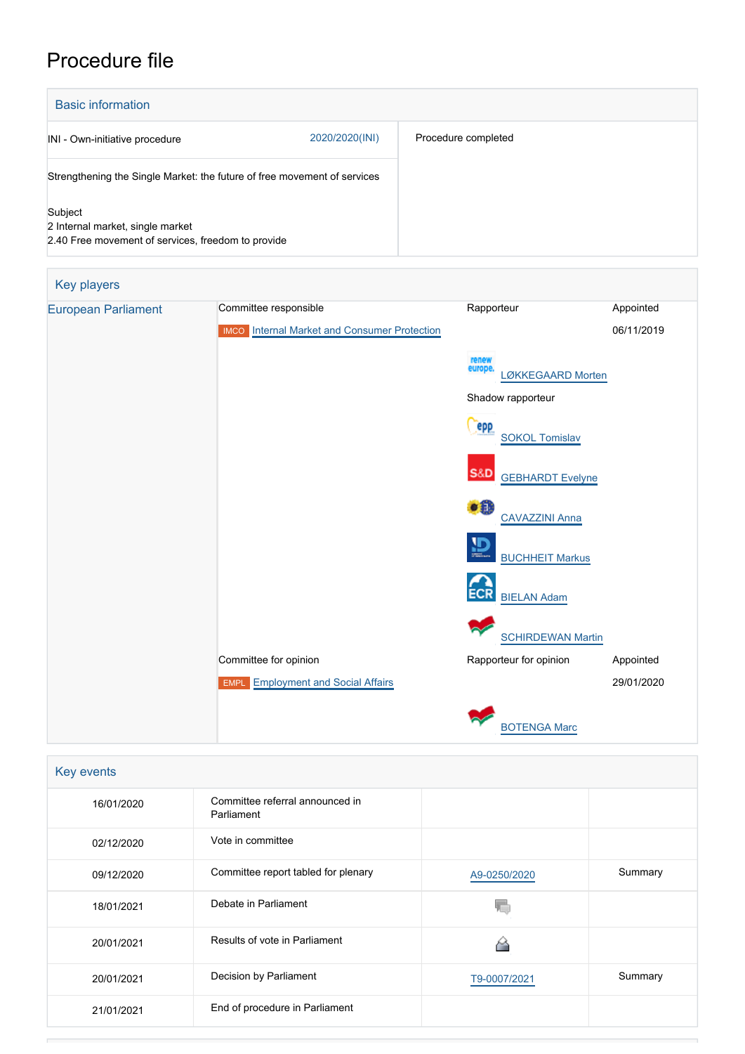# Procedure file

## Basic information

| | |
|---|---|
| INI - Own-initiative procedure 2020/2020(INI) | Procedure completed |
| Strengthening the Single Market: the future of free movement of services | |
| Subject<br>2 Internal market, single market<br>2.40 Free movement of services, freedom to provide | |

## Key players

| | | | |
|---|---|---|---|
| European Parliament | Committee responsible | Rapporteur | Appointed |
| | IMCO Internal Market and Consumer Protection | | 06/11/2019 |
| | | LØKKEGAARD Morten | |
| | | Shadow rapporteur | |
| | | SOKOL Tomislav | |
| | | GEBHARDT Evelyne | |
| | | CAVAZZINI Anna | |
| | | BUCHHEIT Markus | |
| | | BIELAN Adam | |
| | | SCHIRDEWAN Martin | |
| | Committee for opinion | Rapporteur for opinion | Appointed |
| | EMPL Employment and Social Affairs | | 29/01/2020 |
| | | BOTENGA Marc | |

## Key events

| | | | |
|---|---|---|---|
| 16/01/2020 | Committee referral announced in Parliament | | |
| 02/12/2020 | Vote in committee | | |
| 09/12/2020 | Committee report tabled for plenary | A9-0250/2020 | Summary |
| 18/01/2021 | Debate in Parliament | | |
| 20/01/2021 | Results of vote in Parliament | | |
| 20/01/2021 | Decision by Parliament | T9-0007/2021 | Summary |
| 21/01/2021 | End of procedure in Parliament | | |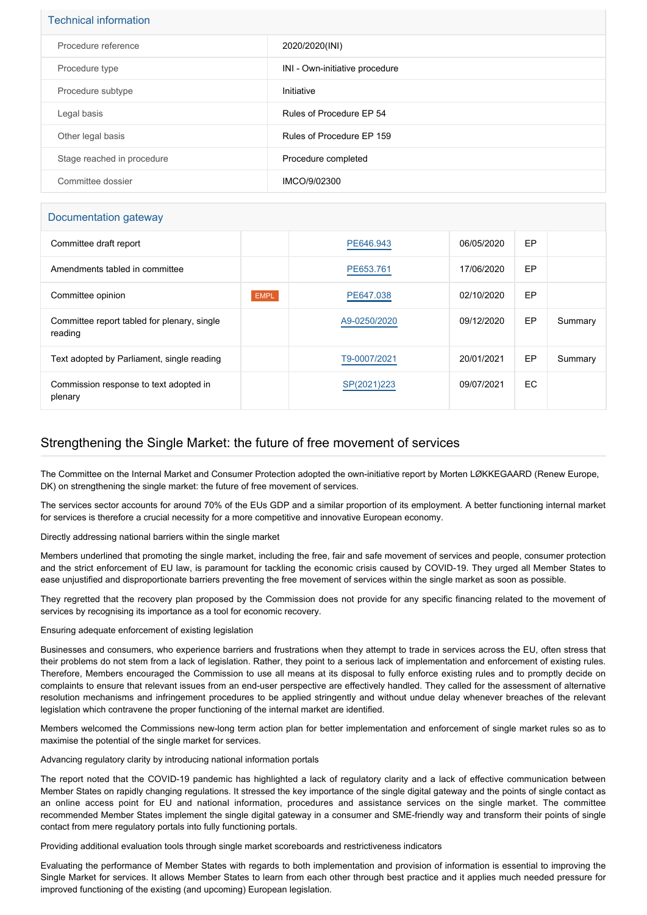## Technical information

| | |
|---|---|
| Procedure reference | 2020/2020(INI) |
| Procedure type | INI - Own-initiative procedure |
| Procedure subtype | Initiative |
| Legal basis | Rules of Procedure EP 54 |
| Other legal basis | Rules of Procedure EP 159 |
| Stage reached in procedure | Procedure completed |
| Committee dossier | IMCO/9/02300 |

## Documentation gateway

| | | | | | |
|---|---|---|---|---|---|
| Committee draft report | | PE646.943 | 06/05/2020 | EP | |
| Amendments tabled in committee | | PE653.761 | 17/06/2020 | EP | |
| Committee opinion | EMPL | PE647.038 | 02/10/2020 | EP | |
| Committee report tabled for plenary, single reading | | A9-0250/2020 | 09/12/2020 | EP | Summary |
| Text adopted by Parliament, single reading | | T9-0007/2021 | 20/01/2021 | EP | Summary |
| Commission response to text adopted in plenary | | SP(2021)223 | 09/07/2021 | EC | |

## Strengthening the Single Market: the future of free movement of services

The Committee on the Internal Market and Consumer Protection adopted the own-initiative report by Morten LØKKEGAARD (Renew Europe, DK) on strengthening the single market: the future of free movement of services.

The services sector accounts for around 70% of the EUs GDP and a similar proportion of its employment. A better functioning internal market for services is therefore a crucial necessity for a more competitive and innovative European economy.

Directly addressing national barriers within the single market

Members underlined that promoting the single market, including the free, fair and safe movement of services and people, consumer protection and the strict enforcement of EU law, is paramount for tackling the economic crisis caused by COVID-19. They urged all Member States to ease unjustified and disproportionate barriers preventing the free movement of services within the single market as soon as possible.

They regretted that the recovery plan proposed by the Commission does not provide for any specific financing related to the movement of services by recognising its importance as a tool for economic recovery.

Ensuring adequate enforcement of existing legislation

Businesses and consumers, who experience barriers and frustrations when they attempt to trade in services across the EU, often stress that their problems do not stem from a lack of legislation. Rather, they point to a serious lack of implementation and enforcement of existing rules. Therefore, Members encouraged the Commission to use all means at its disposal to fully enforce existing rules and to promptly decide on complaints to ensure that relevant issues from an end-user perspective are effectively handled. They called for the assessment of alternative resolution mechanisms and infringement procedures to be applied stringently and without undue delay whenever breaches of the relevant legislation which contravene the proper functioning of the internal market are identified.

Members welcomed the Commissions new-long term action plan for better implementation and enforcement of single market rules so as to maximise the potential of the single market for services.

Advancing regulatory clarity by introducing national information portals

The report noted that the COVID-19 pandemic has highlighted a lack of regulatory clarity and a lack of effective communication between Member States on rapidly changing regulations. It stressed the key importance of the single digital gateway and the points of single contact as an online access point for EU and national information, procedures and assistance services on the single market. The committee recommended Member States implement the single digital gateway in a consumer and SME-friendly way and transform their points of single contact from mere regulatory portals into fully functioning portals.

Providing additional evaluation tools through single market scoreboards and restrictiveness indicators

Evaluating the performance of Member States with regards to both implementation and provision of information is essential to improving the Single Market for services. It allows Member States to learn from each other through best practice and it applies much needed pressure for improved functioning of the existing (and upcoming) European legislation.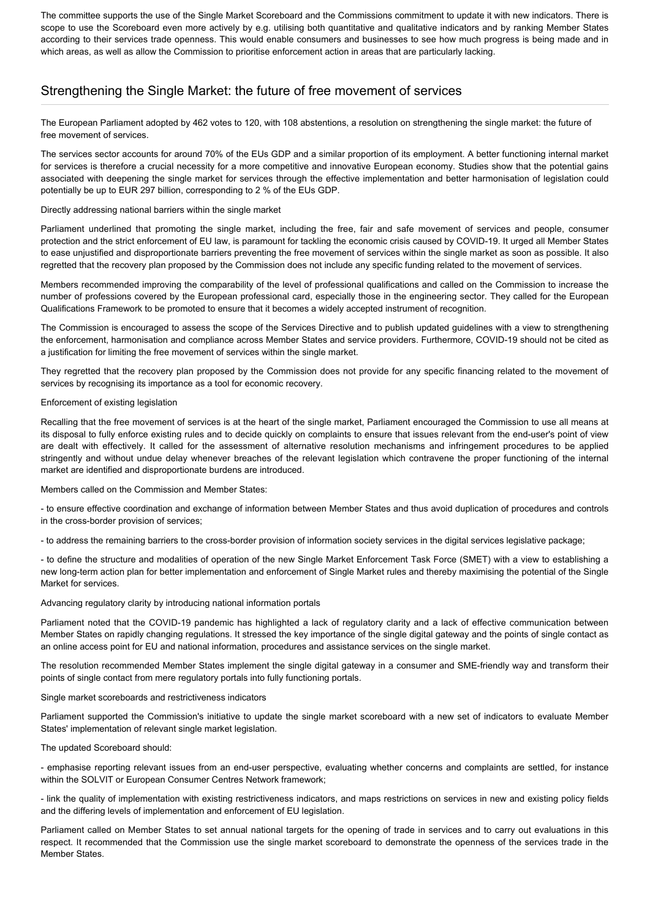The committee supports the use of the Single Market Scoreboard and the Commissions commitment to update it with new indicators. There is scope to use the Scoreboard even more actively by e.g. utilising both quantitative and qualitative indicators and by ranking Member States according to their services trade openness. This would enable consumers and businesses to see how much progress is being made and in which areas, as well as allow the Commission to prioritise enforcement action in areas that are particularly lacking.

## Strengthening the Single Market: the future of free movement of services

The European Parliament adopted by 462 votes to 120, with 108 abstentions, a resolution on strengthening the single market: the future of free movement of services.

The services sector accounts for around 70% of the EUs GDP and a similar proportion of its employment. A better functioning internal market for services is therefore a crucial necessity for a more competitive and innovative European economy. Studies show that the potential gains associated with deepening the single market for services through the effective implementation and better harmonisation of legislation could potentially be up to EUR 297 billion, corresponding to 2 % of the EUs GDP.

Directly addressing national barriers within the single market

Parliament underlined that promoting the single market, including the free, fair and safe movement of services and people, consumer protection and the strict enforcement of EU law, is paramount for tackling the economic crisis caused by COVID-19. It urged all Member States to ease unjustified and disproportionate barriers preventing the free movement of services within the single market as soon as possible. It also regretted that the recovery plan proposed by the Commission does not include any specific funding related to the movement of services.

Members recommended improving the comparability of the level of professional qualifications and called on the Commission to increase the number of professions covered by the European professional card, especially those in the engineering sector. They called for the European Qualifications Framework to be promoted to ensure that it becomes a widely accepted instrument of recognition.

The Commission is encouraged to assess the scope of the Services Directive and to publish updated guidelines with a view to strengthening the enforcement, harmonisation and compliance across Member States and service providers. Furthermore, COVID-19 should not be cited as a justification for limiting the free movement of services within the single market.

They regretted that the recovery plan proposed by the Commission does not provide for any specific financing related to the movement of services by recognising its importance as a tool for economic recovery.

Enforcement of existing legislation

Recalling that the free movement of services is at the heart of the single market, Parliament encouraged the Commission to use all means at its disposal to fully enforce existing rules and to decide quickly on complaints to ensure that issues relevant from the end-user's point of view are dealt with effectively. It called for the assessment of alternative resolution mechanisms and infringement procedures to be applied stringently and without undue delay whenever breaches of the relevant legislation which contravene the proper functioning of the internal market are identified and disproportionate burdens are introduced.

Members called on the Commission and Member States:

- to ensure effective coordination and exchange of information between Member States and thus avoid duplication of procedures and controls in the cross-border provision of services;

- to address the remaining barriers to the cross-border provision of information society services in the digital services legislative package;

- to define the structure and modalities of operation of the new Single Market Enforcement Task Force (SMET) with a view to establishing a new long-term action plan for better implementation and enforcement of Single Market rules and thereby maximising the potential of the Single Market for services.

Advancing regulatory clarity by introducing national information portals

Parliament noted that the COVID-19 pandemic has highlighted a lack of regulatory clarity and a lack of effective communication between Member States on rapidly changing regulations. It stressed the key importance of the single digital gateway and the points of single contact as an online access point for EU and national information, procedures and assistance services on the single market.

The resolution recommended Member States implement the single digital gateway in a consumer and SME-friendly way and transform their points of single contact from mere regulatory portals into fully functioning portals.

Single market scoreboards and restrictiveness indicators

Parliament supported the Commission's initiative to update the single market scoreboard with a new set of indicators to evaluate Member States' implementation of relevant single market legislation.

The updated Scoreboard should:

- emphasise reporting relevant issues from an end-user perspective, evaluating whether concerns and complaints are settled, for instance within the SOLVIT or European Consumer Centres Network framework;

- link the quality of implementation with existing restrictiveness indicators, and maps restrictions on services in new and existing policy fields and the differing levels of implementation and enforcement of EU legislation.

Parliament called on Member States to set annual national targets for the opening of trade in services and to carry out evaluations in this respect. It recommended that the Commission use the single market scoreboard to demonstrate the openness of the services trade in the Member States.